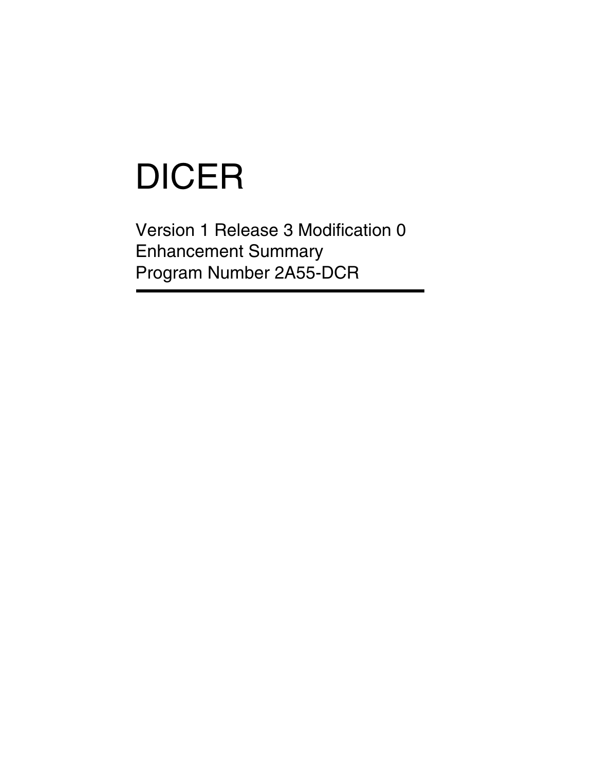# DICER

Version 1 Release 3 Modification 0
Enhancement Summary
Program Number 2A55-DCR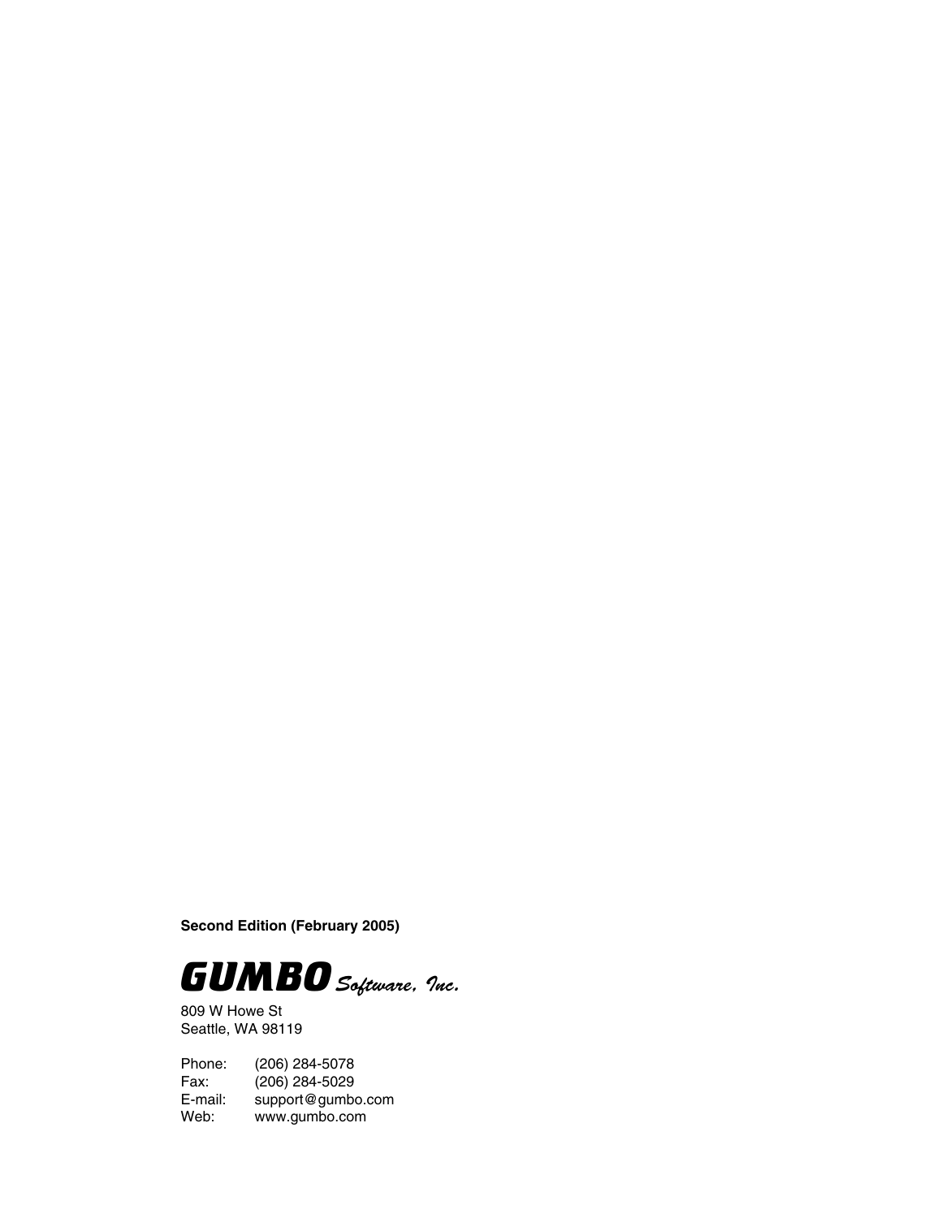**Second Edition (February 2005)**

**GUMBO** *Software, Inc.*

809 W Howe St
Seattle, WA 98119

Phone: (206) 284-5078
Fax: (206) 284-5029
E-mail: support@gumbo.com
Web: www.gumbo.com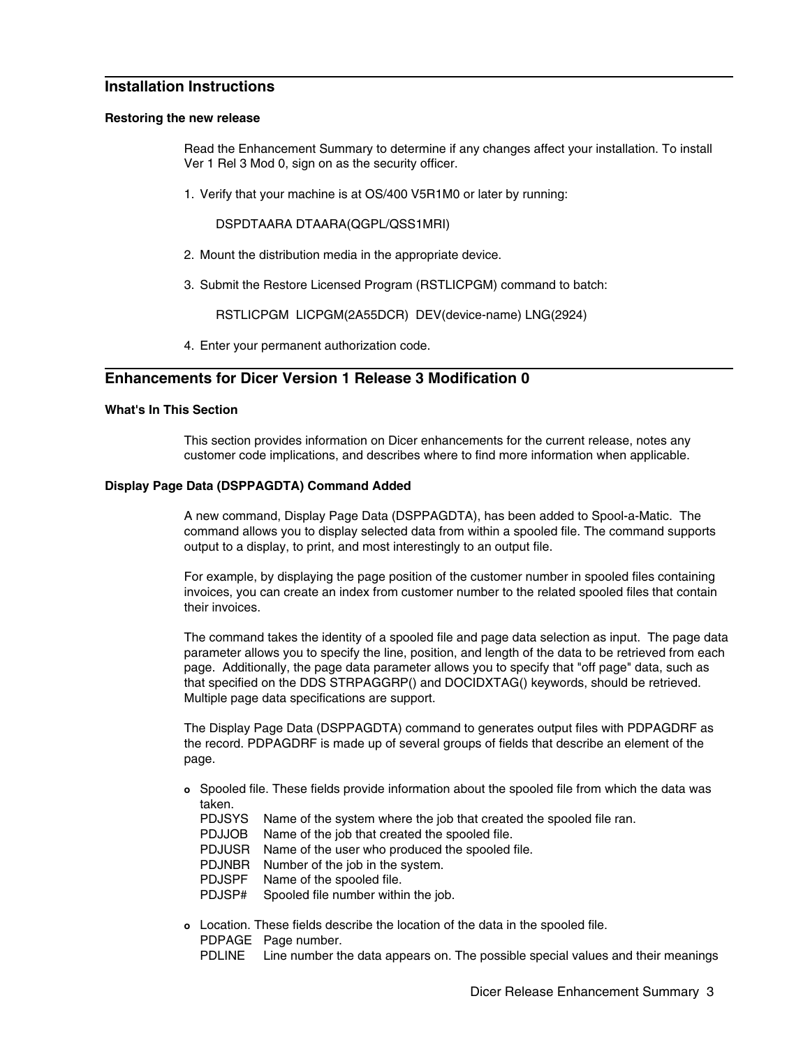## Installation Instructions

### Restoring the new release

Read the Enhancement Summary to determine if any changes affect your installation. To install Ver 1 Rel 3 Mod 0, sign on as the security officer.

1. Verify that your machine is at OS/400 V5R1M0 or later by running:

   ```
   DSPDTAARA DTAARA(QGPL/QSS1MRI)
   ```

2. Mount the distribution media in the appropriate device.

3. Submit the Restore Licensed Program (RSTLICPGM) command to batch:

   ```
   RSTLICPGM  LICPGM(2A55DCR)  DEV(device-name) LNG(2924)
   ```

4. Enter your permanent authorization code.

## Enhancements for Dicer Version 1 Release 3 Modification 0

### What's In This Section

This section provides information on Dicer enhancements for the current release, notes any customer code implications, and describes where to find more information when applicable.

### Display Page Data (DSPPAGDTA) Command Added

A new command, Display Page Data (DSPPAGDTA), has been added to Spool-a-Matic. The command allows you to display selected data from within a spooled file. The command supports output to a display, to print, and most interestingly to an output file.

For example, by displaying the page position of the customer number in spooled files containing invoices, you can create an index from customer number to the related spooled files that contain their invoices.

The command takes the identity of a spooled file and page data selection as input. The page data parameter allows you to specify the line, position, and length of the data to be retrieved from each page. Additionally, the page data parameter allows you to specify that "off page" data, such as that specified on the DDS STRPAGGRP() and DOCIDXTAG() keywords, should be retrieved. Multiple page data specifications are support.

The Display Page Data (DSPPAGDTA) command to generates output files with PDPAGDRF as the record. PDPAGDRF is made up of several groups of fields that describe an element of the page.

- Spooled file. These fields provide information about the spooled file from which the data was taken.
  - PDJSYS Name of the system where the job that created the spooled file ran.
  - PDJJOB Name of the job that created the spooled file.
  - PDJUSR Name of the user who produced the spooled file.
  - PDJNBR Number of the job in the system.
  - PDJSPF Name of the spooled file.
  - PDJSP# Spooled file number within the job.
- Location. These fields describe the location of the data in the spooled file.
  - PDPAGE Page number.
  - PDLINE Line number the data appears on. The possible special values and their meanings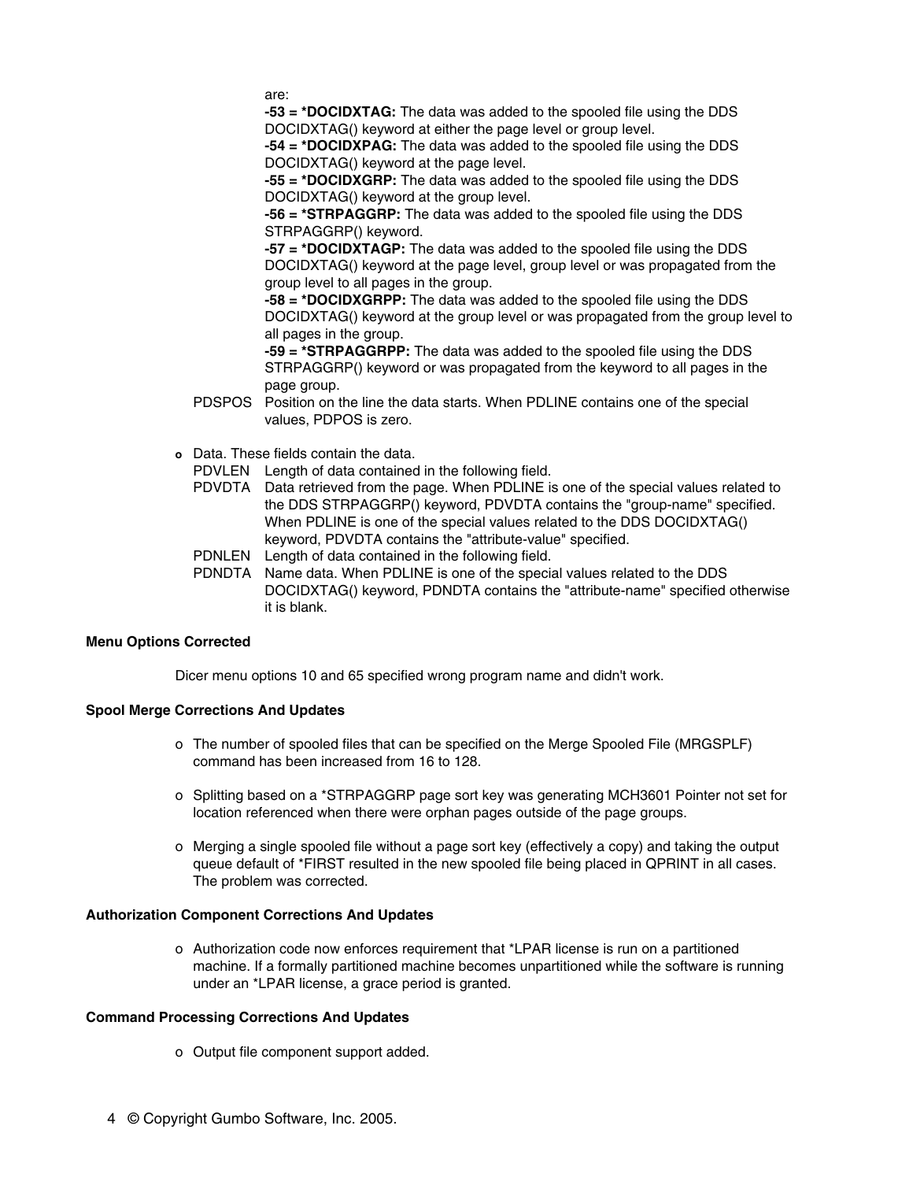are:

**-53 = *DOCIDXTAG:** The data was added to the spooled file using the DDS DOCIDXTAG() keyword at either the page level or group level.

**-54 = *DOCIDXPAG:** The data was added to the spooled file using the DDS DOCIDXTAG() keyword at the page level.

**-55 = *DOCIDXGRP:** The data was added to the spooled file using the DDS DOCIDXTAG() keyword at the group level.

**-56 = *STRPAGGRP:** The data was added to the spooled file using the DDS STRPAGGRP() keyword.

**-57 = *DOCIDXTAGP:** The data was added to the spooled file using the DDS DOCIDXTAG() keyword at the page level, group level or was propagated from the group level to all pages in the group.

**-58 = *DOCIDXGRPP:** The data was added to the spooled file using the DDS DOCIDXTAG() keyword at the group level or was propagated from the group level to all pages in the group.

**-59 = *STRPAGGRPP:** The data was added to the spooled file using the DDS STRPAGGRP() keyword or was propagated from the keyword to all pages in the page group.

PDSPOS Position on the line the data starts. When PDLINE contains one of the special values, PDPOS is zero.

- Data. These fields contain the data.
  - PDVLEN Length of data contained in the following field.
  - PDVDTA Data retrieved from the page. When PDLINE is one of the special values related to the DDS STRPAGGRP() keyword, PDVDTA contains the "group-name" specified. When PDLINE is one of the special values related to the DDS DOCIDXTAG() keyword, PDVDTA contains the "attribute-value" specified.
  - PDNLEN Length of data contained in the following field.
  - PDNDTA Name data. When PDLINE is one of the special values related to the DDS DOCIDXTAG() keyword, PDNDTA contains the "attribute-name" specified otherwise it is blank.

**Menu Options Corrected**

Dicer menu options 10 and 65 specified wrong program name and didn't work.

**Spool Merge Corrections And Updates**

- The number of spooled files that can be specified on the Merge Spooled File (MRGSPLF) command has been increased from 16 to 128.
- Splitting based on a *STRPAGGRP page sort key was generating MCH3601 Pointer not set for location referenced when there were orphan pages outside of the page groups.
- Merging a single spooled file without a page sort key (effectively a copy) and taking the output queue default of *FIRST resulted in the new spooled file being placed in QPRINT in all cases. The problem was corrected.

**Authorization Component Corrections And Updates**

- Authorization code now enforces requirement that *LPAR license is run on a partitioned machine. If a formally partitioned machine becomes unpartitioned while the software is running under an *LPAR license, a grace period is granted.

**Command Processing Corrections And Updates**

- Output file component support added.

© Copyright Gumbo Software, Inc. 2005.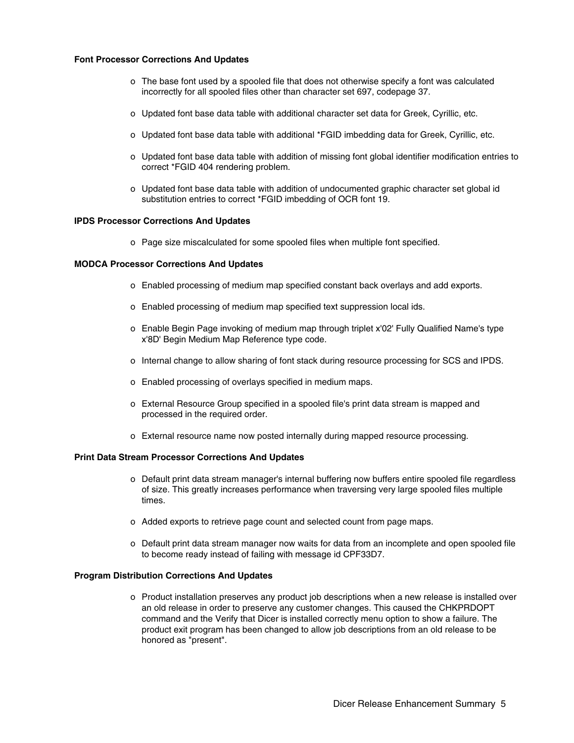**Font Processor Corrections And Updates**

- The base font used by a spooled file that does not otherwise specify a font was calculated incorrectly for all spooled files other than character set 697, codepage 37.
- Updated font base data table with additional character set data for Greek, Cyrillic, etc.
- Updated font base data table with additional *FGID imbedding data for Greek, Cyrillic, etc.
- Updated font base data table with addition of missing font global identifier modification entries to correct *FGID 404 rendering problem.
- Updated font base data table with addition of undocumented graphic character set global id substitution entries to correct *FGID imbedding of OCR font 19.

**IPDS Processor Corrections And Updates**

- Page size miscalculated for some spooled files when multiple font specified.

**MODCA Processor Corrections And Updates**

- Enabled processing of medium map specified constant back overlays and add exports.
- Enabled processing of medium map specified text suppression local ids.
- Enable Begin Page invoking of medium map through triplet x'02' Fully Qualified Name's type x'8D' Begin Medium Map Reference type code.
- Internal change to allow sharing of font stack during resource processing for SCS and IPDS.
- Enabled processing of overlays specified in medium maps.
- External Resource Group specified in a spooled file's print data stream is mapped and processed in the required order.
- External resource name now posted internally during mapped resource processing.

**Print Data Stream Processor Corrections And Updates**

- Default print data stream manager's internal buffering now buffers entire spooled file regardless of size. This greatly increases performance when traversing very large spooled files multiple times.
- Added exports to retrieve page count and selected count from page maps.
- Default print data stream manager now waits for data from an incomplete and open spooled file to become ready instead of failing with message id CPF33D7.

**Program Distribution Corrections And Updates**

- Product installation preserves any product job descriptions when a new release is installed over an old release in order to preserve any customer changes. This caused the CHKPRDOPT command and the Verify that Dicer is installed correctly menu option to show a failure. The product exit program has been changed to allow job descriptions from an old release to be honored as "present".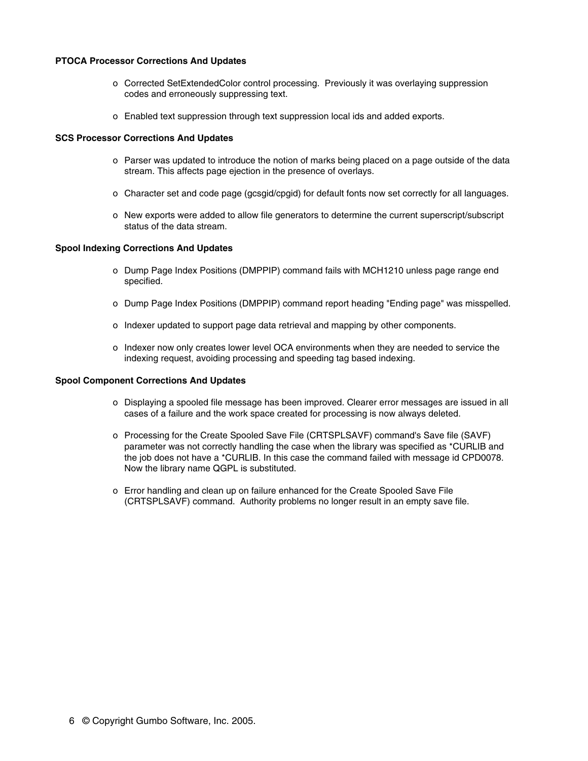**PTOCA Processor Corrections And Updates**

- Corrected SetExtendedColor control processing. Previously it was overlaying suppression codes and erroneously suppressing text.

- Enabled text suppression through text suppression local ids and added exports.

**SCS Processor Corrections And Updates**

- Parser was updated to introduce the notion of marks being placed on a page outside of the data stream. This affects page ejection in the presence of overlays.

- Character set and code page (gcsgid/cpgid) for default fonts now set correctly for all languages.

- New exports were added to allow file generators to determine the current superscript/subscript status of the data stream.

**Spool Indexing Corrections And Updates**

- Dump Page Index Positions (DMPPIP) command fails with MCH1210 unless page range end specified.

- Dump Page Index Positions (DMPPIP) command report heading "Ending page" was misspelled.

- Indexer updated to support page data retrieval and mapping by other components.

- Indexer now only creates lower level OCA environments when they are needed to service the indexing request, avoiding processing and speeding tag based indexing.

**Spool Component Corrections And Updates**

- Displaying a spooled file message has been improved. Clearer error messages are issued in all cases of a failure and the work space created for processing is now always deleted.

- Processing for the Create Spooled Save File (CRTSPLSAVF) command's Save file (SAVF) parameter was not correctly handling the case when the library was specified as *CURLIB and the job does not have a *CURLIB. In this case the command failed with message id CPD0078. Now the library name QGPL is substituted.

- Error handling and clean up on failure enhanced for the Create Spooled Save File (CRTSPLSAVF) command. Authority problems no longer result in an empty save file.

© Copyright Gumbo Software, Inc. 2005.